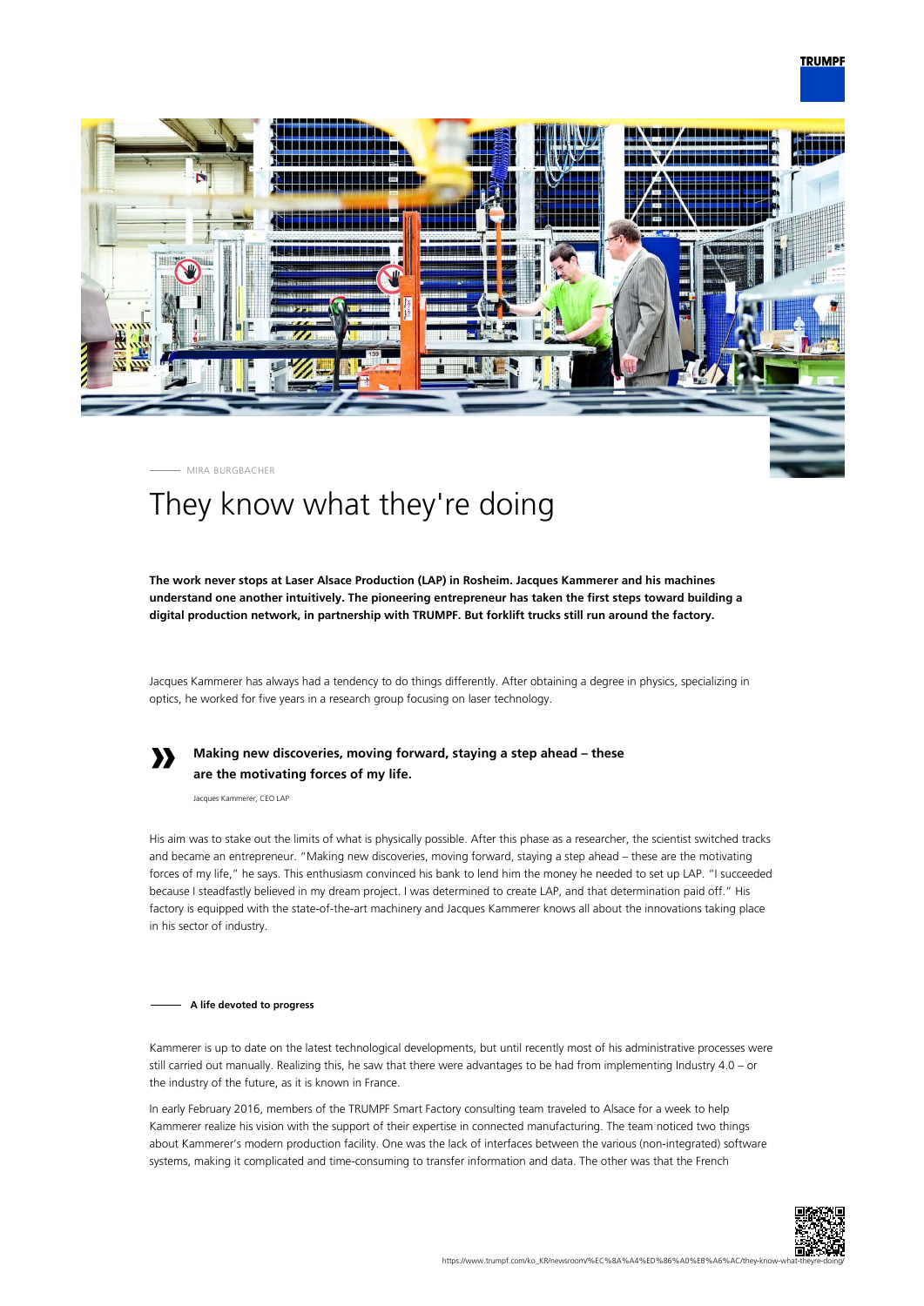MIRA BURGBACHER

# They know what they're doing

**The work never stops at Laser Alsace Production (LAP) in Rosheim. Jacques Kammerer and his machines understand one another intuitively. The pioneering entrepreneur has taken the first steps toward building a digital production network, in partnership with TRUMPF. But forklift trucks still run around the factory.**

Jacques Kammerer has always had a tendency to do things differently. After obtaining a degree in physics, specializing in optics, he worked for five years in a research group focusing on laser technology.

> **Making new discoveries, moving forward, staying a step ahead – these are the motivating forces of my life.**
>
> Jacques Kammerer, CEO LAP

His aim was to stake out the limits of what is physically possible. After this phase as a researcher, the scientist switched tracks and became an entrepreneur. "Making new discoveries, moving forward, staying a step ahead – these are the motivating forces of my life," he says. This enthusiasm convinced his bank to lend him the money he needed to set up LAP. "I succeeded because I steadfastly believed in my dream project. I was determined to create LAP, and that determination paid off." His factory is equipped with the state-of-the-art machinery and Jacques Kammerer knows all about the innovations taking place in his sector of industry.

## A life devoted to progress

Kammerer is up to date on the latest technological developments, but until recently most of his administrative processes were still carried out manually. Realizing this, he saw that there were advantages to be had from implementing Industry 4.0 – or the industry of the future, as it is known in France.

In early February 2016, members of the TRUMPF Smart Factory consulting team traveled to Alsace for a week to help Kammerer realize his vision with the support of their expertise in connected manufacturing. The team noticed two things about Kammerer's modern production facility. One was the lack of interfaces between the various (non-integrated) software systems, making it complicated and time-consuming to transfer information and data. The other was that the French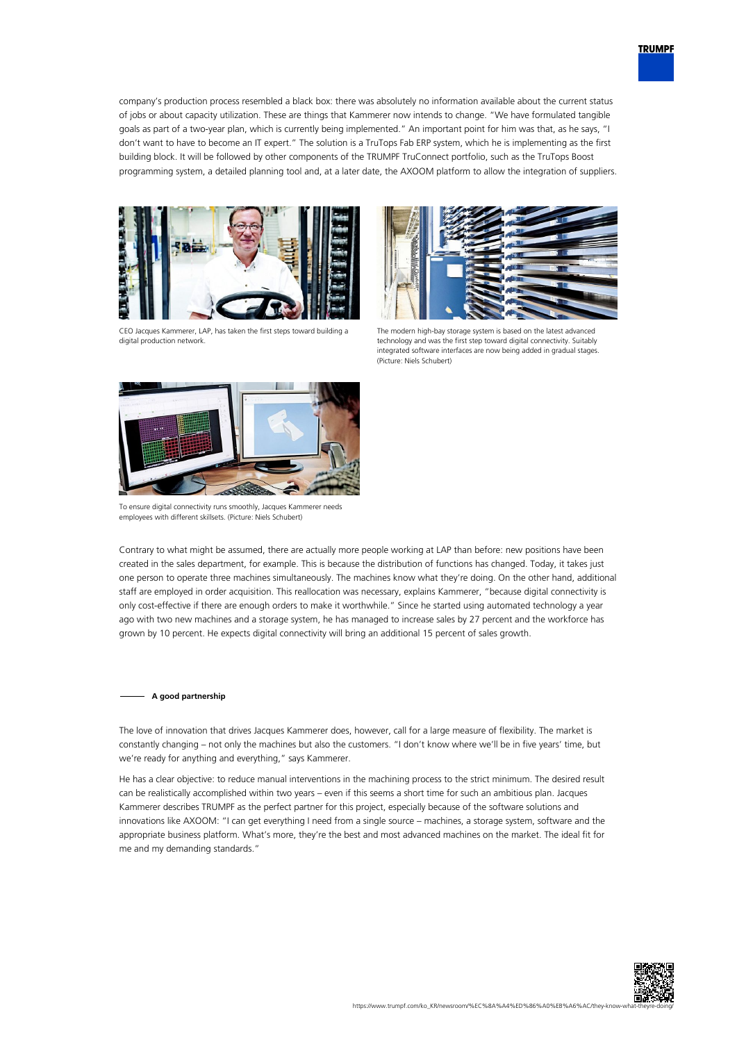company's production process resembled a black box: there was absolutely no information available about the current status of jobs or about capacity utilization. These are things that Kammerer now intends to change. "We have formulated tangible goals as part of a two-year plan, which is currently being implemented." An important point for him was that, as he says, "I don't want to have to become an IT expert." The solution is a TruTops Fab ERP system, which he is implementing as the first building block. It will be followed by other components of the TRUMPF TruConnect portfolio, such as the TruTops Boost programming system, a detailed planning tool and, at a later date, the AXOOM platform to allow the integration of suppliers.

CEO Jacques Kammerer, LAP, has taken the first steps toward building a digital production network.

The modern high-bay storage system is based on the latest advanced technology and was the first step toward digital connectivity. Suitably integrated software interfaces are now being added in gradual stages. (Picture: Niels Schubert)

To ensure digital connectivity runs smoothly, Jacques Kammerer needs employees with different skillsets. (Picture: Niels Schubert)

Contrary to what might be assumed, there are actually more people working at LAP than before: new positions have been created in the sales department, for example. This is because the distribution of functions has changed. Today, it takes just one person to operate three machines simultaneously. The machines know what they're doing. On the other hand, additional staff are employed in order acquisition. This reallocation was necessary, explains Kammerer, "because digital connectivity is only cost-effective if there are enough orders to make it worthwhile." Since he started using automated technology a year ago with two new machines and a storage system, he has managed to increase sales by 27 percent and the workforce has grown by 10 percent. He expects digital connectivity will bring an additional 15 percent of sales growth.

## A good partnership

The love of innovation that drives Jacques Kammerer does, however, call for a large measure of flexibility. The market is constantly changing – not only the machines but also the customers. "I don't know where we'll be in five years' time, but we're ready for anything and everything," says Kammerer.

He has a clear objective: to reduce manual interventions in the machining process to the strict minimum. The desired result can be realistically accomplished within two years – even if this seems a short time for such an ambitious plan. Jacques Kammerer describes TRUMPF as the perfect partner for this project, especially because of the software solutions and innovations like AXOOM: "I can get everything I need from a single source – machines, a storage system, software and the appropriate business platform. What's more, they're the best and most advanced machines on the market. The ideal fit for me and my demanding standards."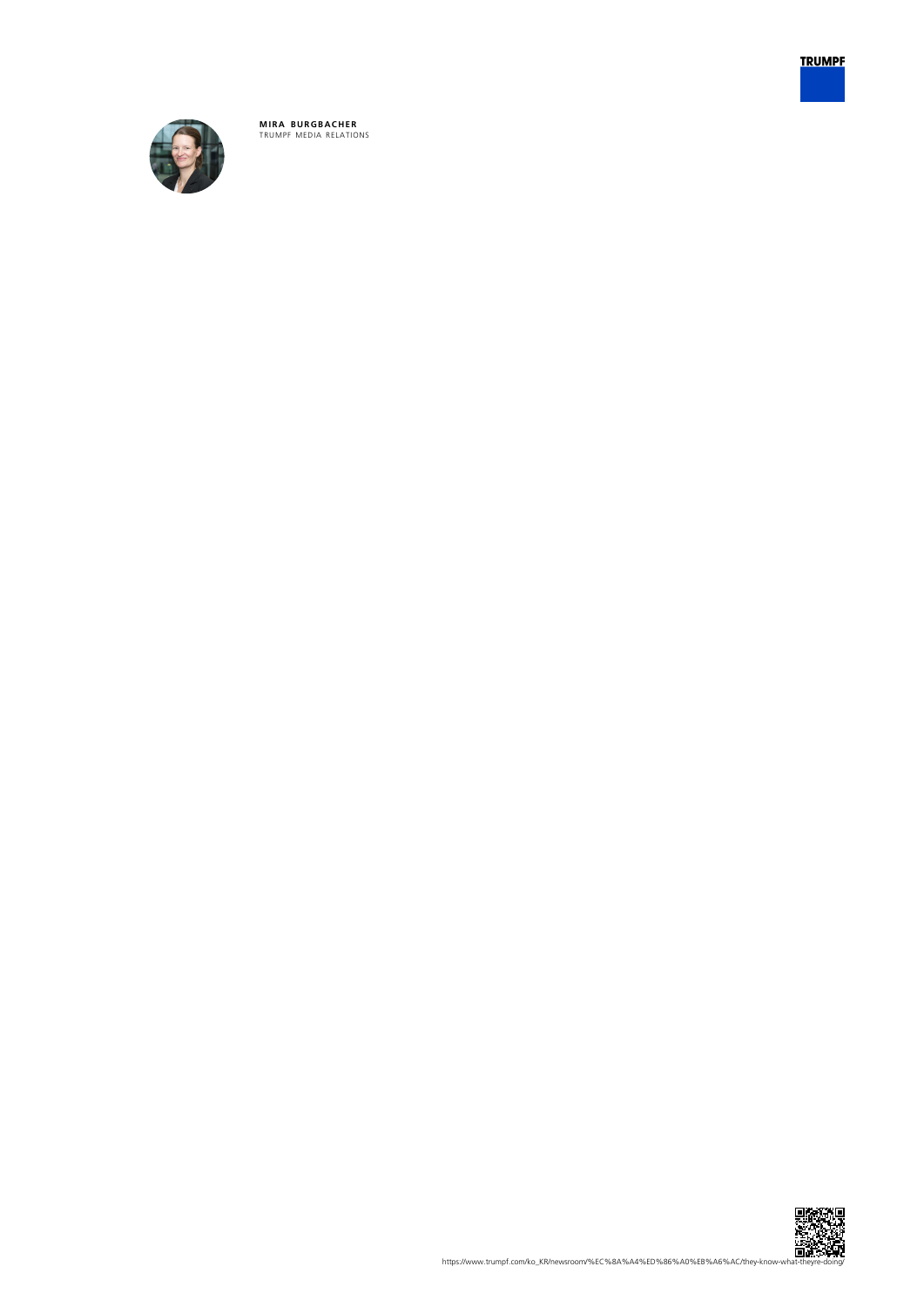**MIRA BURGBACHER**
TRUMPF MEDIA RELATIONS

https://www.trumpf.com/ko_KR/newsroom/%EC%8A%A4%ED%86%A0%EB%A6%AC/they-know-what-theyre-doing/